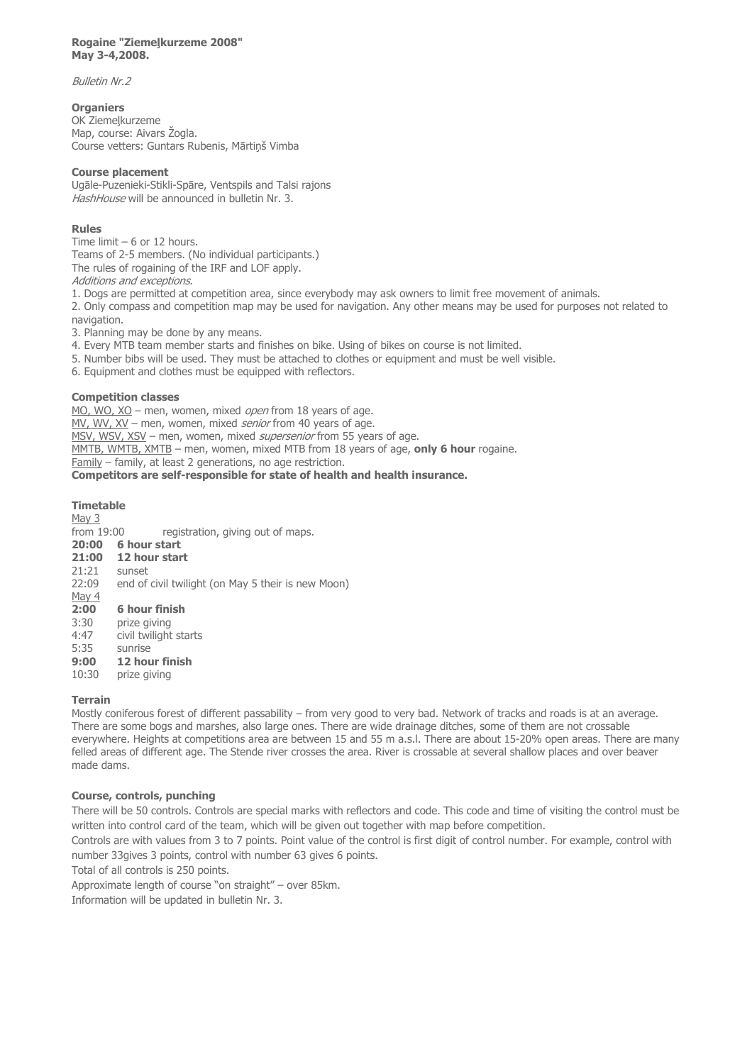**Rogaine "Ziemeļkurzeme 2008"**
**May 3-4,2008.**

*Bulletin Nr.2*

### Organiers

OK Ziemeļkurzeme
Map, course: Aivars Žogla.
Course vetters: Guntars Rubenis, Mārtiņš Vimba

### Course placement

Ugāle-Puzenieki-Stikli-Spāre, Ventspils and Talsi rajons
*HashHouse* will be announced in bulletin Nr. 3.

### Rules

Time limit – 6 or 12 hours.
Teams of 2-5 members. (No individual participants.)
The rules of rogaining of the IRF and LOF apply.
*Additions and exceptions.*

1. Dogs are permitted at competition area, since everybody may ask owners to limit free movement of animals.
2. Only compass and competition map may be used for navigation. Any other means may be used for purposes not related to navigation.
3. Planning may be done by any means.
4. Every MTB team member starts and finishes on bike. Using of bikes on course is not limited.
5. Number bibs will be used. They must be attached to clothes or equipment and must be well visible.
6. Equipment and clothes must be equipped with reflectors.

### Competition classes

MO, WO, XO – men, women, mixed *open* from 18 years of age.
MV, WV, XV – men, women, mixed *senior* from 40 years of age.
MSV, WSV, XSV – men, women, mixed *supersenior* from 55 years of age.
MMTB, WMTB, XMTB – men, women, mixed MTB from 18 years of age, **only 6 hour** rogaine.
Family – family, at least 2 generations, no age restriction.
**Competitors are self-responsible for state of health and health insurance.**

### Timetable

May 3
from 19:00 registration, giving out of maps.
**20:00 6 hour start**
**21:00 12 hour start**
21:21 sunset
22:09 end of civil twilight (on May 5 their is new Moon)
May 4
**2:00 6 hour finish**
3:30 prize giving
4:47 civil twilight starts
5:35 sunrise
**9:00 12 hour finish**
10:30 prize giving

### Terrain

Mostly coniferous forest of different passability – from very good to very bad. Network of tracks and roads is at an average. There are some bogs and marshes, also large ones. There are wide drainage ditches, some of them are not crossable everywhere. Heights at competitions area are between 15 and 55 m a.s.l. There are about 15-20% open areas. There are many felled areas of different age. The Stende river crosses the area. River is crossable at several shallow places and over beaver made dams.

### Course, controls, punching

There will be 50 controls. Controls are special marks with reflectors and code. This code and time of visiting the control must be written into control card of the team, which will be given out together with map before competition.

Controls are with values from 3 to 7 points. Point value of the control is first digit of control number. For example, control with number 33gives 3 points, control with number 63 gives 6 points.

Total of all controls is 250 points.

Approximate length of course "on straight" – over 85km.

Information will be updated in bulletin Nr. 3.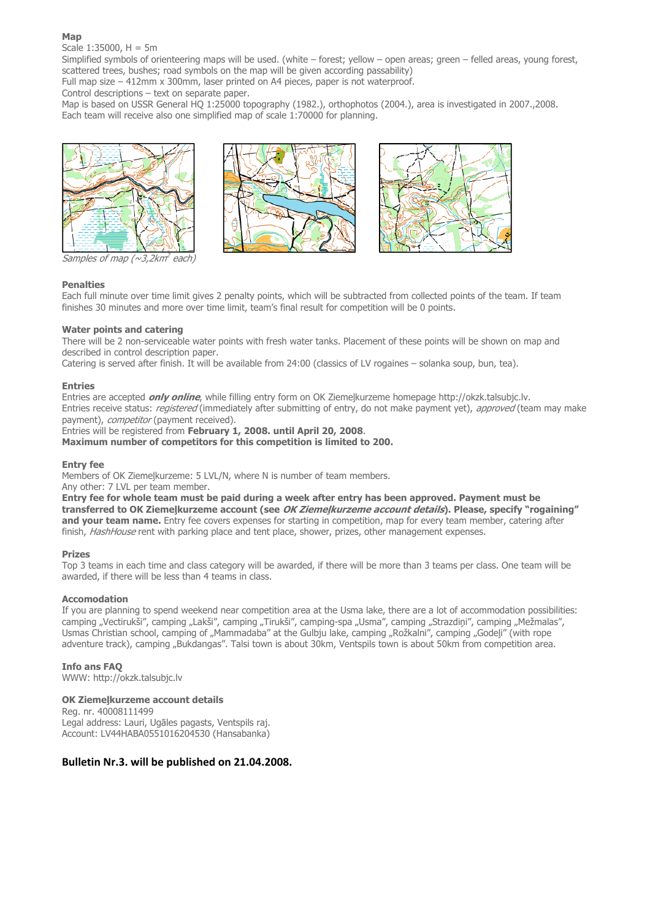**Map**

Scale 1:35000, H = 5m

Simplified symbols of orienteering maps will be used. (white – forest; yellow – open areas; green – felled areas, young forest, scattered trees, bushes; road symbols on the map will be given according passability)

Full map size – 412mm x 300mm, laser printed on A4 pieces, paper is not waterproof.

Control descriptions – text on separate paper.

Map is based on USSR General HQ 1:25000 topography (1982.), orthophotos (2004.), area is investigated in 2007.,2008.

Each team will receive also one simplified map of scale 1:70000 for planning.

*Samples of map (~3,2km² each)*

**Penalties**

Each full minute over time limit gives 2 penalty points, which will be subtracted from collected points of the team. If team finishes 30 minutes and more over time limit, team's final result for competition will be 0 points.

**Water points and catering**

There will be 2 non-serviceable water points with fresh water tanks. Placement of these points will be shown on map and described in control description paper.

Catering is served after finish. It will be available from 24:00 (classics of LV rogaines – solanka soup, bun, tea).

**Entries**

Entries are accepted ***only online***, while filling entry form on OK Ziemeļkurzeme homepage http://okzk.talsubjc.lv.

Entries receive status: *registered* (immediately after submitting of entry, do not make payment yet), *approved* (team may make payment), *competitor* (payment received).

Entries will be registered from **February 1, 2008. until April 20, 2008**.

**Maximum number of competitors for this competition is limited to 200.**

**Entry fee**

Members of OK Ziemeļkurzeme: 5 LVL/N, where N is number of team members.

Any other: 7 LVL per team member.

**Entry fee for whole team must be paid during a week after entry has been approved. Payment must be transferred to OK Ziemeļkurzeme account (see *OK Ziemeļkurzeme account details*). Please, specify "rogaining" and your team name.** Entry fee covers expenses for starting in competition, map for every team member, catering after finish, *HashHouse* rent with parking place and tent place, shower, prizes, other management expenses.

**Prizes**

Top 3 teams in each time and class category will be awarded, if there will be more than 3 teams per class. One team will be awarded, if there will be less than 4 teams in class.

**Accomodation**

If you are planning to spend weekend near competition area at the Usma lake, there are a lot of accommodation possibilities: camping „Vectirukši", camping „Lakši", camping „Tirukši", camping-spa „Usma", camping „Strazdiņi", camping „Mežmalas", Usmas Christian school, camping of „Mammadaba" at the Gulbju lake, camping „Rožkalni", camping „Godeļi" (with rope adventure track), camping „Bukdangas". Talsi town is about 30km, Ventspils town is about 50km from competition area.

**Info ans FAQ**

WWW: http://okzk.talsubjc.lv

**OK Ziemeļkurzeme account details**

Reg. nr. 40008111499

Legal address: Lauri, Ugāles pagasts, Ventspils raj.

Account: LV44HABA0551016204530 (Hansabanka)

**Bulletin Nr.3. will be published on 21.04.2008.**